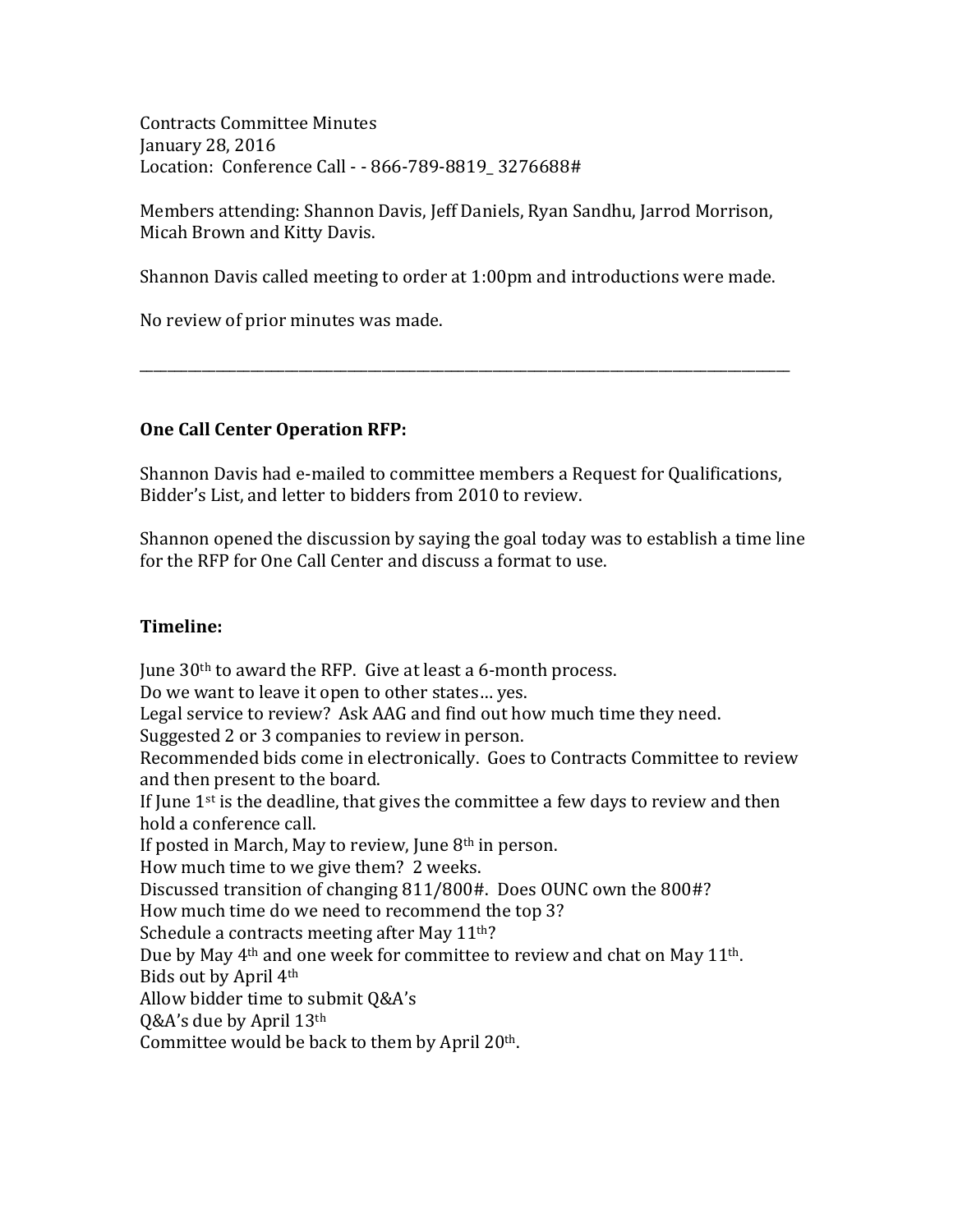Contracts Committee Minutes
January 28, 2016
Location: Conference Call - - 866-789-8819_ 3276688#

Members attending: Shannon Davis, Jeff Daniels, Ryan Sandhu, Jarrod Morrison, Micah Brown and Kitty Davis.

Shannon Davis called meeting to order at 1:00pm and introductions were made.

No review of prior minutes was made.

---

**One Call Center Operation RFP:**

Shannon Davis had e-mailed to committee members a Request for Qualifications, Bidder's List, and letter to bidders from 2010 to review.

Shannon opened the discussion by saying the goal today was to establish a time line for the RFP for One Call Center and discuss a format to use.

**Timeline:**

June 30th to award the RFP. Give at least a 6-month process.
Do we want to leave it open to other states… yes.
Legal service to review? Ask AAG and find out how much time they need.
Suggested 2 or 3 companies to review in person.
Recommended bids come in electronically. Goes to Contracts Committee to review and then present to the board.
If June 1st is the deadline, that gives the committee a few days to review and then hold a conference call.
If posted in March, May to review, June 8th in person.
How much time to we give them? 2 weeks.
Discussed transition of changing 811/800#. Does OUNC own the 800#?
How much time do we need to recommend the top 3?
Schedule a contracts meeting after May 11th?
Due by May 4th and one week for committee to review and chat on May 11th.
Bids out by April 4th
Allow bidder time to submit Q&A's
Q&A's due by April 13th
Committee would be back to them by April 20th.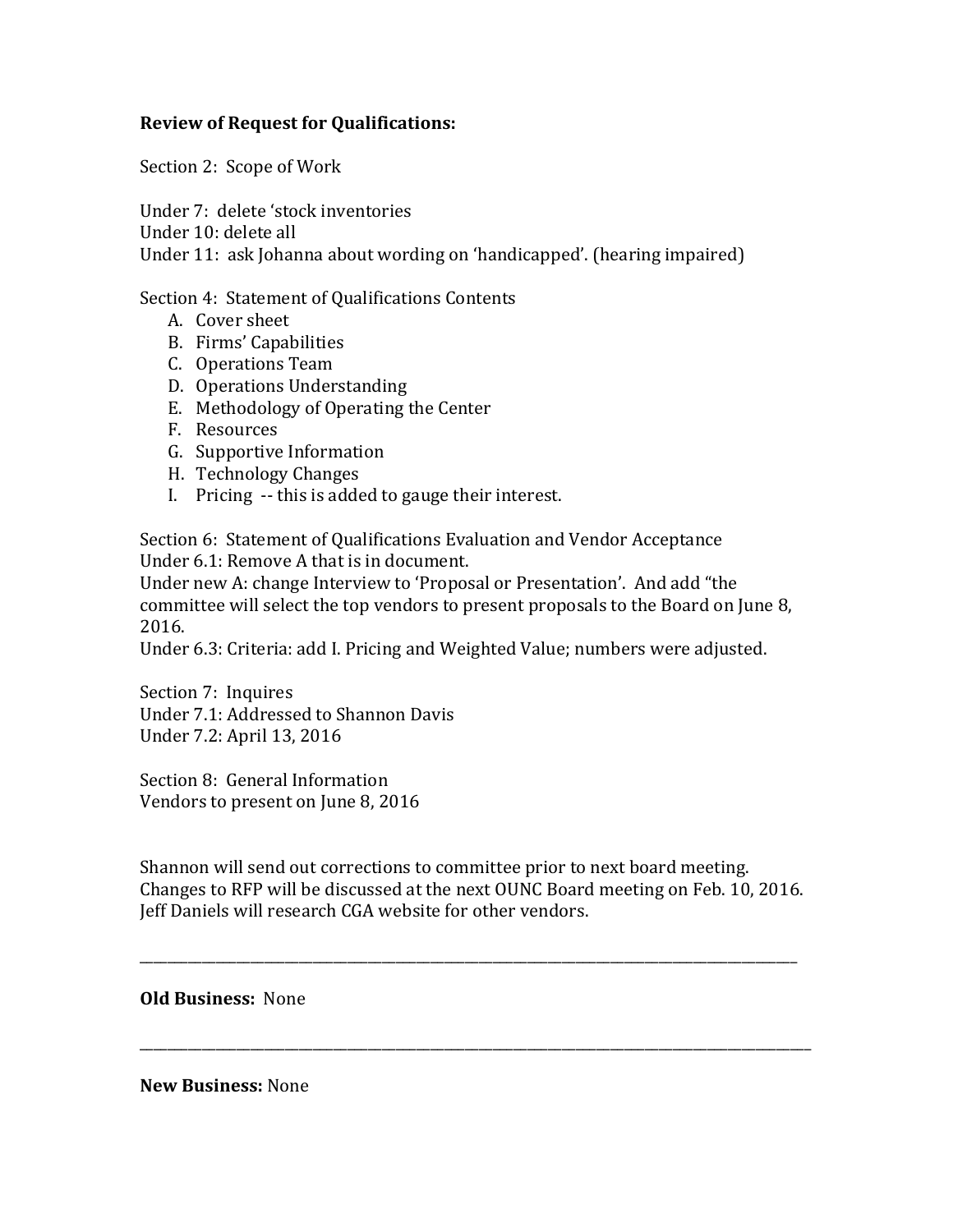**Review of Request for Qualifications:**

Section 2: Scope of Work

Under 7: delete 'stock inventories
Under 10: delete all
Under 11: ask Johanna about wording on 'handicapped'. (hearing impaired)

Section 4: Statement of Qualifications Contents

A. Cover sheet
B. Firms' Capabilities
C. Operations Team
D. Operations Understanding
E. Methodology of Operating the Center
F. Resources
G. Supportive Information
H. Technology Changes
I. Pricing -- this is added to gauge their interest.

Section 6: Statement of Qualifications Evaluation and Vendor Acceptance
Under 6.1: Remove A that is in document.
Under new A: change Interview to 'Proposal or Presentation'. And add "the committee will select the top vendors to present proposals to the Board on June 8, 2016.
Under 6.3: Criteria: add I. Pricing and Weighted Value; numbers were adjusted.

Section 7: Inquires
Under 7.1: Addressed to Shannon Davis
Under 7.2: April 13, 2016

Section 8: General Information
Vendors to present on June 8, 2016

Shannon will send out corrections to committee prior to next board meeting.
Changes to RFP will be discussed at the next OUNC Board meeting on Feb. 10, 2016.
Jeff Daniels will research CGA website for other vendors.

---

**Old Business:** None

---

**New Business:** None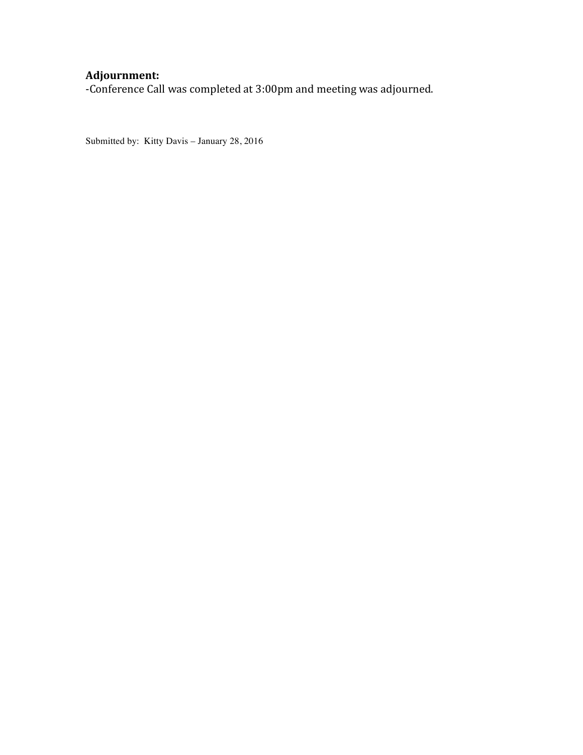**Adjournment:**
-Conference Call was completed at 3:00pm and meeting was adjourned.

Submitted by: Kitty Davis – January 28, 2016